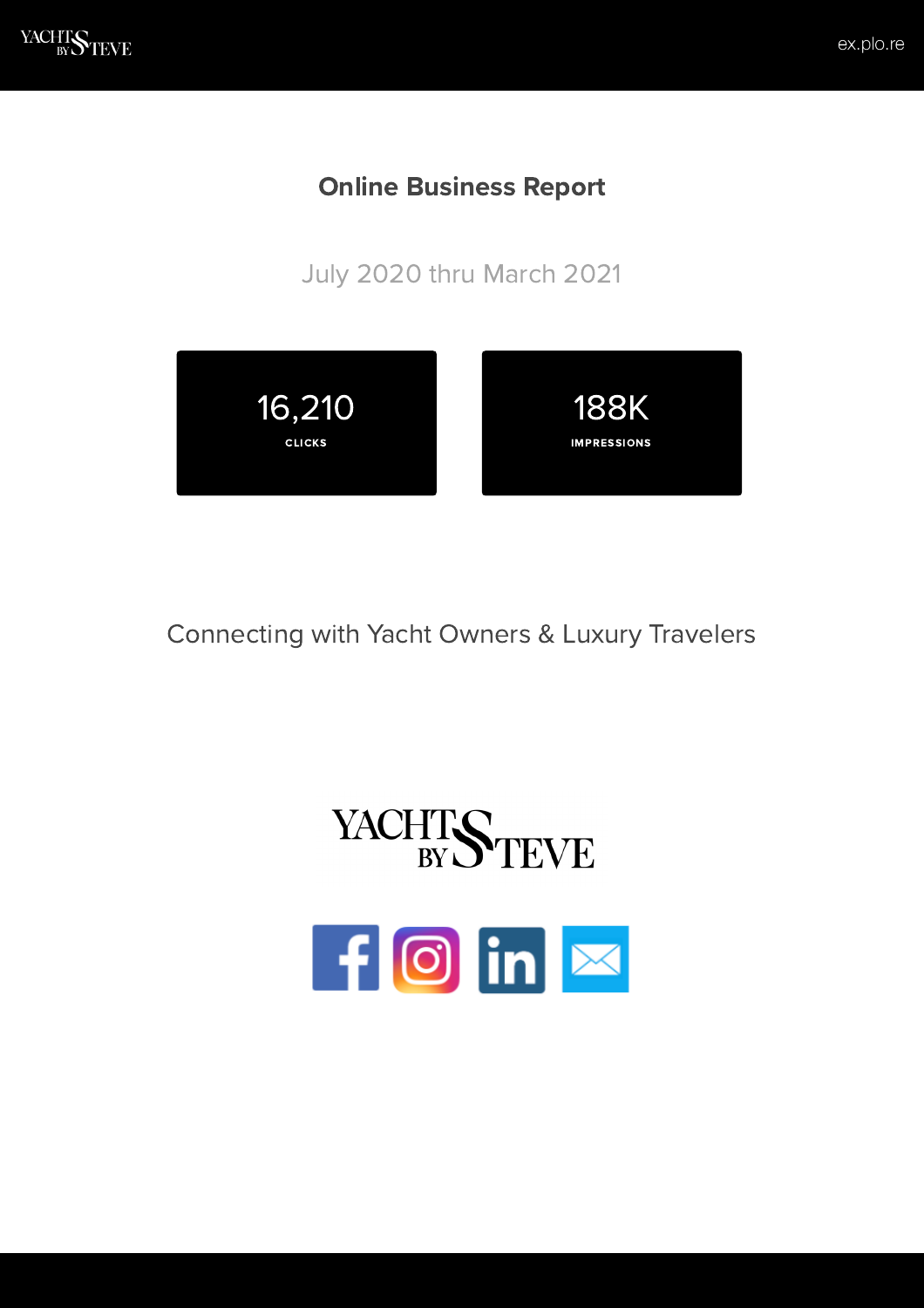# Online Business Report

July 2020 thru March 2021

**16,210**
CLICKS

**188K**
IMPRESSIONS

Connecting with Yacht Owners & Luxury Travelers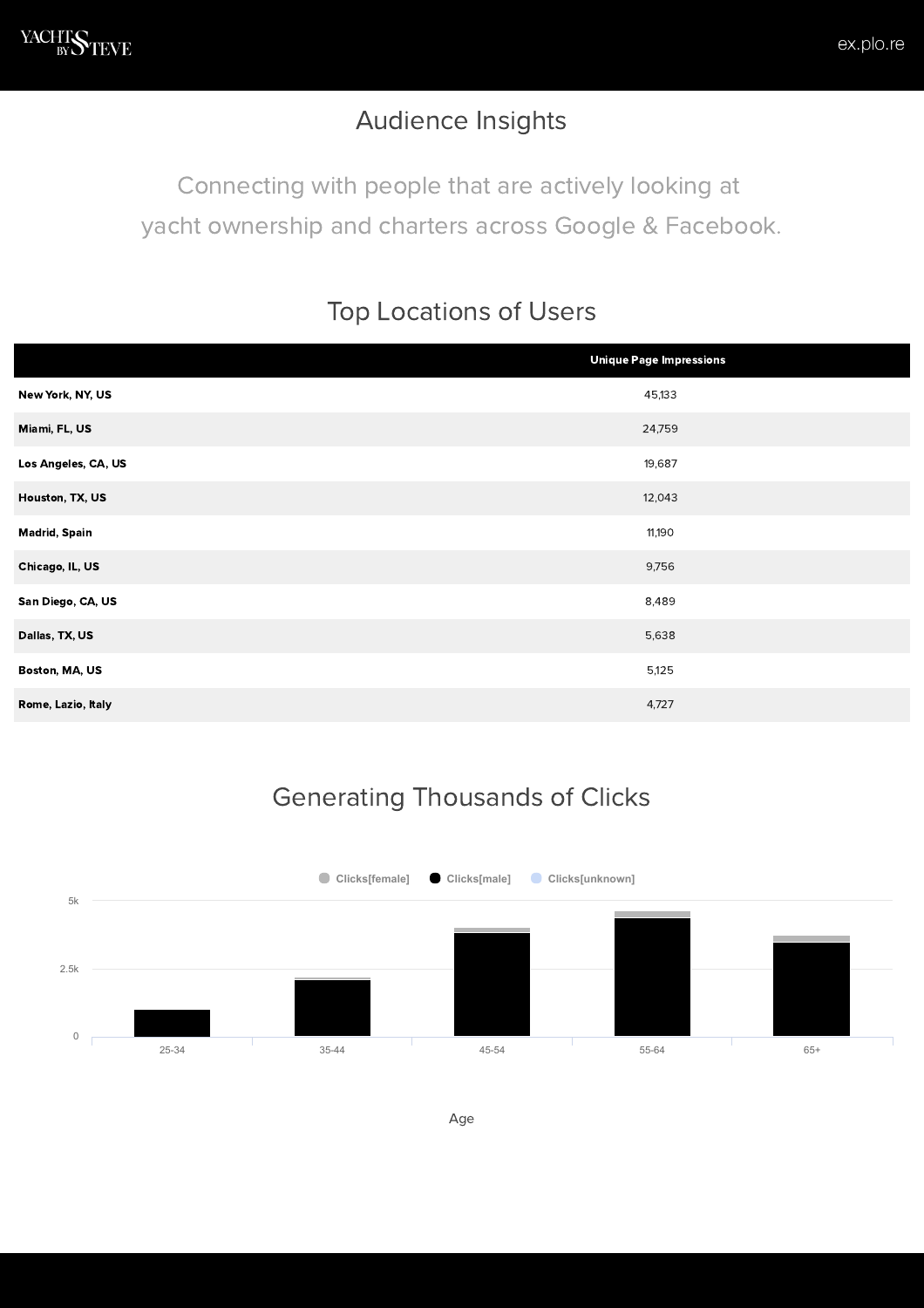# Audience Insights

Connecting with people that are actively looking at yacht ownership and charters across Google & Facebook.

## Top Locations of Users

| | Unique Page Impressions |
|---|---|
| **New York, NY, US** | 45,133 |
| **Miami, FL, US** | 24,759 |
| **Los Angeles, CA, US** | 19,687 |
| **Houston, TX, US** | 12,043 |
| **Madrid, Spain** | 11,190 |
| **Chicago, IL, US** | 9,756 |
| **San Diego, CA, US** | 8,489 |
| **Dallas, TX, US** | 5,638 |
| **Boston, MA, US** | 5,125 |
| **Rome, Lazio, Italy** | 4,727 |

## Generating Thousands of Clicks

Clicks[female] Clicks[male] Clicks[unknown]

5k
2.5k
0

25-34 35-44 45-54 55-64 65+

Age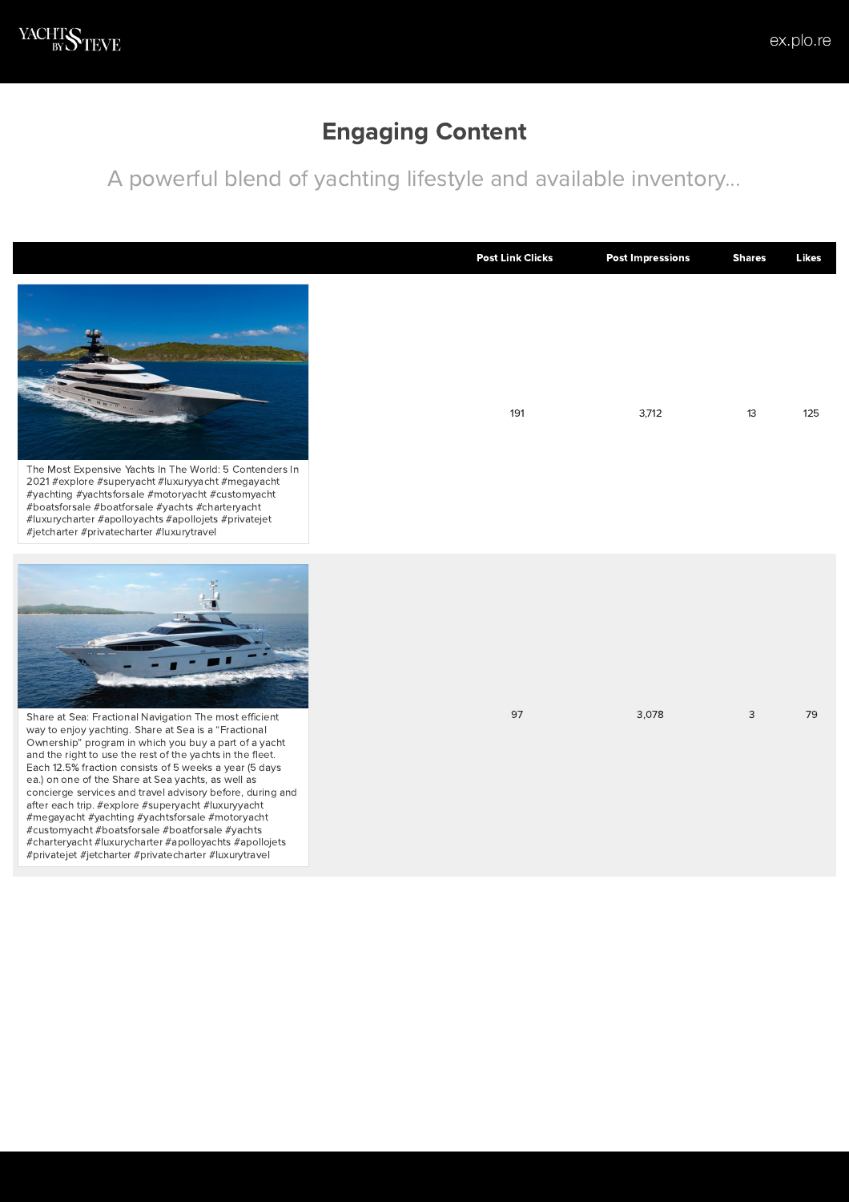## Engaging Content

A powerful blend of yachting lifestyle and available inventory...

| | Post Link Clicks | Post Impressions | Shares | Likes |
|---|---|---|---|---|
| The Most Expensive Yachts In The World: 5 Contenders In 2021 #explore #superyacht #luxuryyacht #megayacht #yachting #yachtsforsale #motoryacht #customyacht #boatsforsale #boatforsale #yachts #charteryacht #luxurycharter #apolloyachts #apollojets #privatejet #jetcharter #privatecharter #luxurytravel | 191 | 3,712 | 13 | 125 |
| Share at Sea: Fractional Navigation The most efficient way to enjoy yachting. Share at Sea is a "Fractional Ownership" program in which you buy a part of a yacht and the right to use the rest of the yachts in the fleet. Each 12.5% fraction consists of 5 weeks a year (5 days ea.) on one of the Share at Sea yachts, as well as concierge services and travel advisory before, during and after each trip. #explore #superyacht #luxuryyacht #megayacht #yachting #yachtsforsale #motoryacht #customyacht #boatsforsale #boatforsale #yachts #charteryacht #luxurycharter #apolloyachts #apollojets #privatejet #jetcharter #privatecharter #luxurytravel | 97 | 3,078 | 3 | 79 |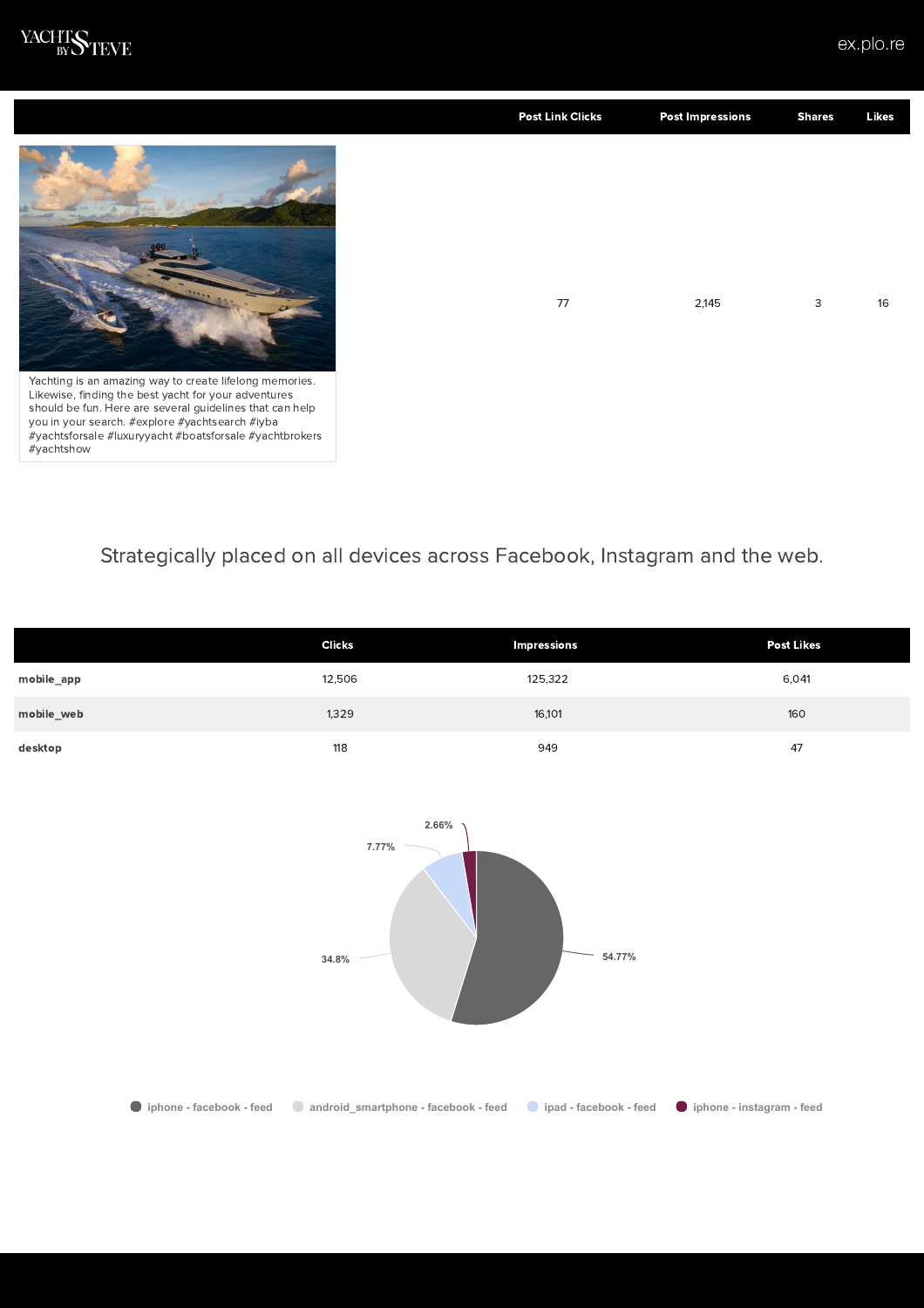| | Post Link Clicks | Post Impressions | Shares | Likes |
|---|---|---|---|---|
| Yachting is an amazing way to create lifelong memories. Likewise, finding the best yacht for your adventures should be fun. Here are several guidelines that can help you in your search. #explore #yachtsearch #iyba #yachtsforsale #luxuryyacht #boatsforsale #yachtbrokers #yachtshow | 77 | 2,145 | 3 | 16 |

## Strategically placed on all devices across Facebook, Instagram and the web.

| | Clicks | Impressions | Post Likes |
|---|---|---|---|
| **mobile_app** | 12,506 | 125,322 | 6,041 |
| **mobile_web** | 1,329 | 16,101 | 160 |
| **desktop** | 118 | 949 | 47 |

| Placement | Share |
|---|---|
| iphone - facebook - feed | 54.77% |
| android_smartphone - facebook - feed | 34.8% |
| ipad - facebook - feed | 7.77% |
| iphone - instagram - feed | 2.66% |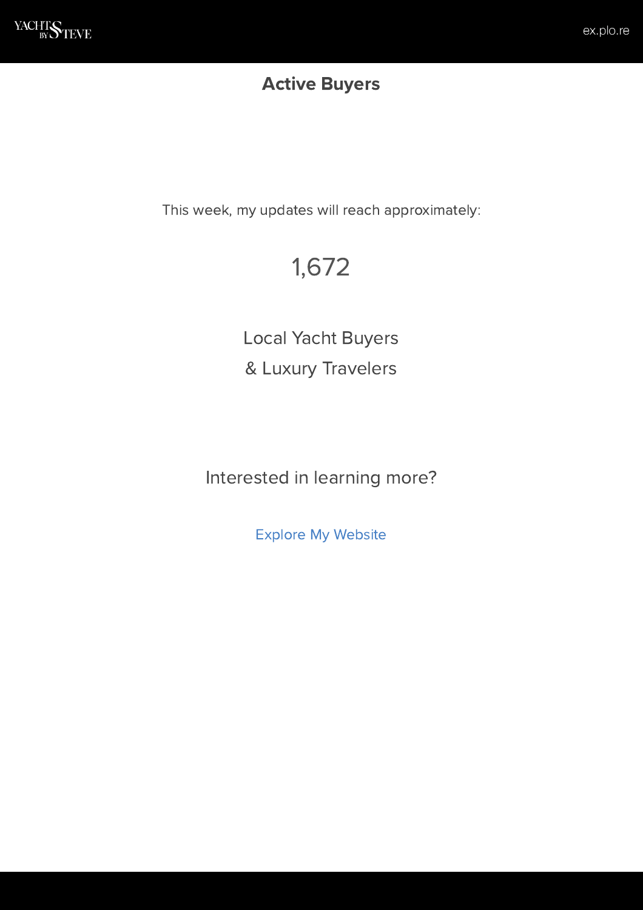# Active Buyers

This week, my updates will reach approximately:

1,672

Local Yacht Buyers
& Luxury Travelers

Interested in learning more?

Explore My Website